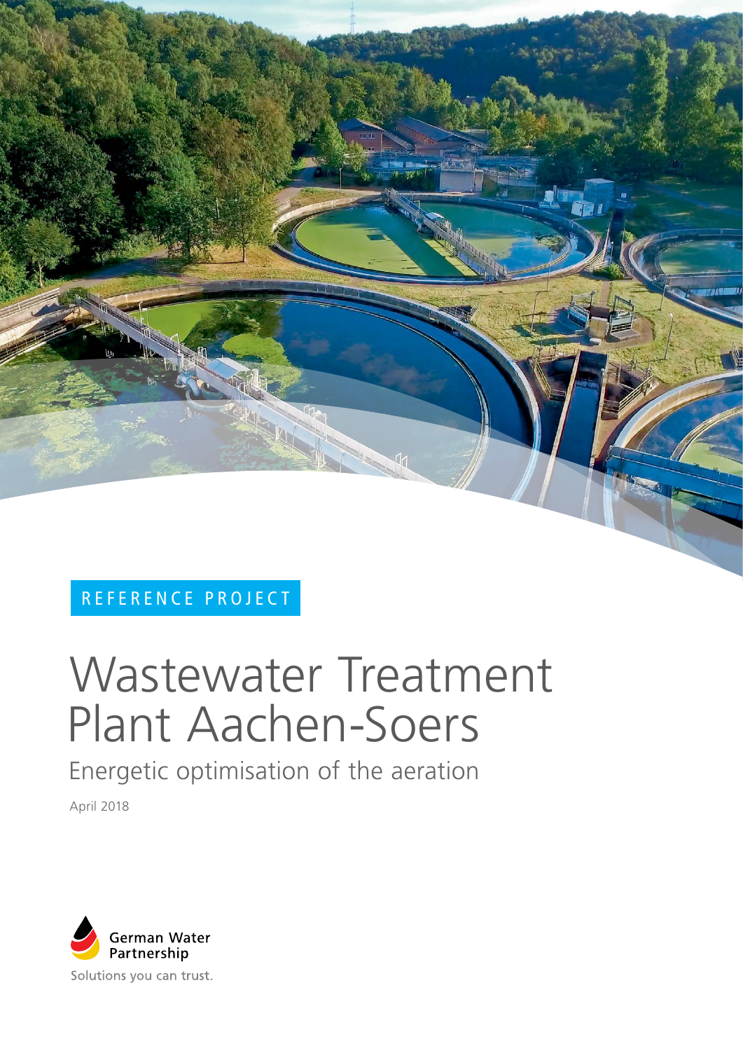REFERENCE PROJECT

# Wastewater Treatment Plant Aachen-Soers

## Energetic optimisation of the aeration

April 2018

German Water Partnership

Solutions you can trust.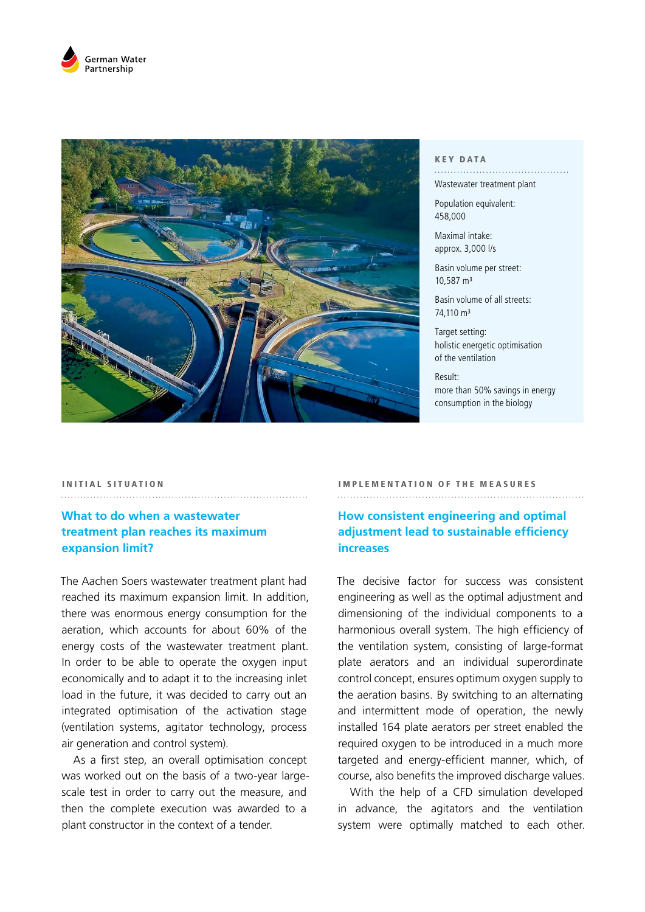German Water Partnership

## KEY DATA

Wastewater treatment plant

Population equivalent:
458,000

Maximal intake:
approx. 3,000 l/s

Basin volume per street:
10,587 m³

Basin volume of all streets:
74,110 m³

Target setting:
holistic energetic optimisation of the ventilation

Result:
more than 50% savings in energy consumption in the biology

## INITIAL SITUATION

### What to do when a wastewater treatment plan reaches its maximum expansion limit?

The Aachen Soers wastewater treatment plant had reached its maximum expansion limit. In addition, there was enormous energy consumption for the aeration, which accounts for about 60% of the energy costs of the wastewater treatment plant. In order to be able to operate the oxygen input economically and to adapt it to the increasing inlet load in the future, it was decided to carry out an integrated optimisation of the activation stage (ventilation systems, agitator technology, process air generation and control system).

As a first step, an overall optimisation concept was worked out on the basis of a two-year large-scale test in order to carry out the measure, and then the complete execution was awarded to a plant constructor in the context of a tender.

## IMPLEMENTATION OF THE MEASURES

### How consistent engineering and optimal adjustment lead to sustainable efficiency increases

The decisive factor for success was consistent engineering as well as the optimal adjustment and dimensioning of the individual components to a harmonious overall system. The high efficiency of the ventilation system, consisting of large-format plate aerators and an individual superordinate control concept, ensures optimum oxygen supply to the aeration basins. By switching to an alternating and intermittent mode of operation, the newly installed 164 plate aerators per street enabled the required oxygen to be introduced in a much more targeted and energy-efficient manner, which, of course, also benefits the improved discharge values.

With the help of a CFD simulation developed in advance, the agitators and the ventilation system were optimally matched to each other.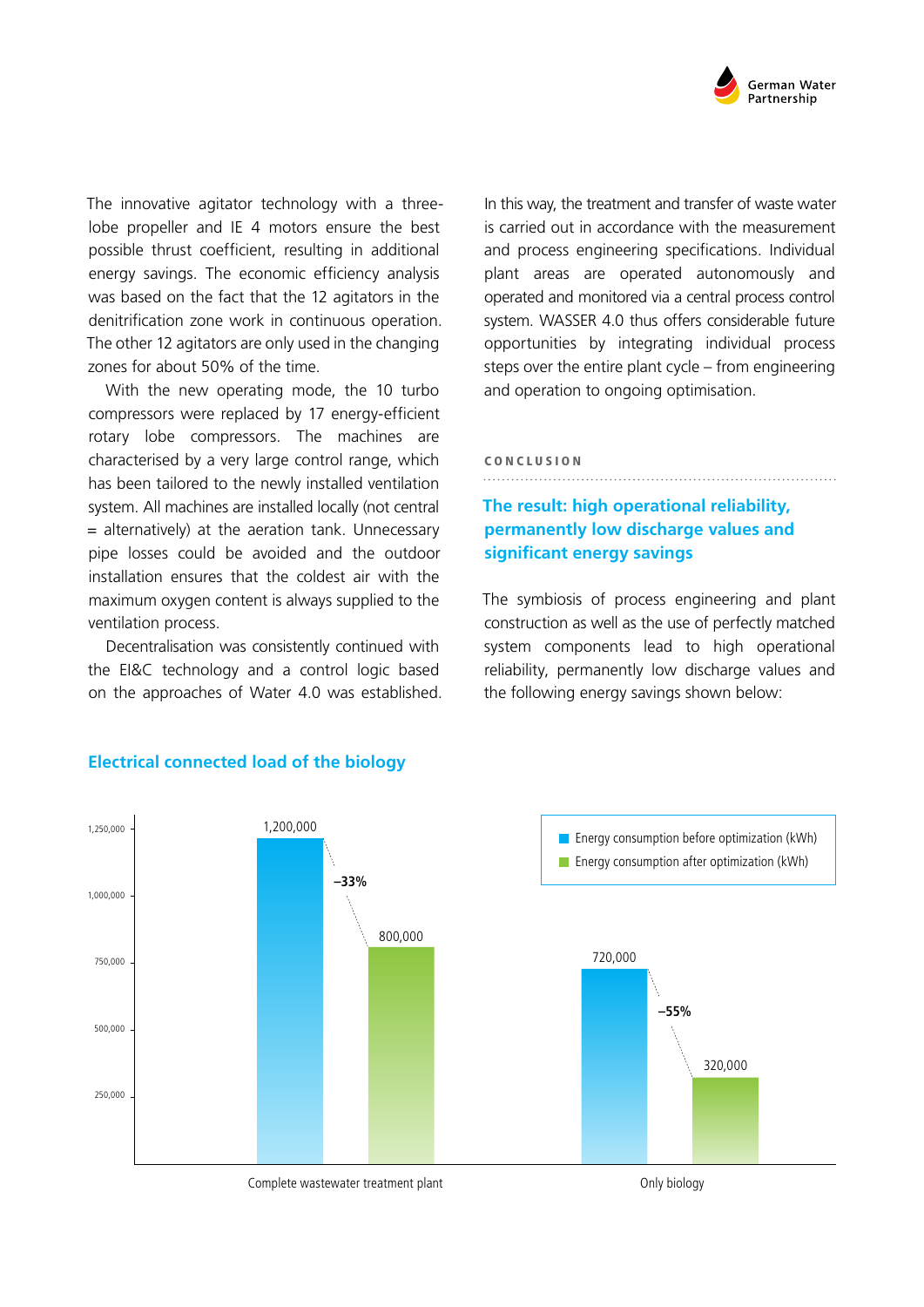The innovative agitator technology with a three-lobe propeller and IE 4 motors ensure the best possible thrust coefficient, resulting in additional energy savings. The economic efficiency analysis was based on the fact that the 12 agitators in the denitrification zone work in continuous operation. The other 12 agitators are only used in the changing zones for about 50% of the time.

With the new operating mode, the 10 turbo compressors were replaced by 17 energy-efficient rotary lobe compressors. The machines are characterised by a very large control range, which has been tailored to the newly installed ventilation system. All machines are installed locally (not central = alternatively) at the aeration tank. Unnecessary pipe losses could be avoided and the outdoor installation ensures that the coldest air with the maximum oxygen content is always supplied to the ventilation process.

Decentralisation was consistently continued with the EI&C technology and a control logic based on the approaches of Water 4.0 was established. In this way, the treatment and transfer of waste water is carried out in accordance with the measurement and process engineering specifications. Individual plant areas are operated autonomously and operated and monitored via a central process control system. WASSER 4.0 thus offers considerable future opportunities by integrating individual process steps over the entire plant cycle – from engineering and operation to ongoing optimisation.

CONCLUSION

## The result: high operational reliability, permanently low discharge values and significant energy savings

The symbiosis of process engineering and plant construction as well as the use of perfectly matched system components lead to high operational reliability, permanently low discharge values and the following energy savings shown below:

### Electrical connected load of the biology

| | Energy consumption before optimization (kWh) | Energy consumption after optimization (kWh) | Change |
|---|---|---|---|
| Complete wastewater treatment plant | 1,200,000 | 800,000 | −33% |
| Only biology | 720,000 | 320,000 | −55% |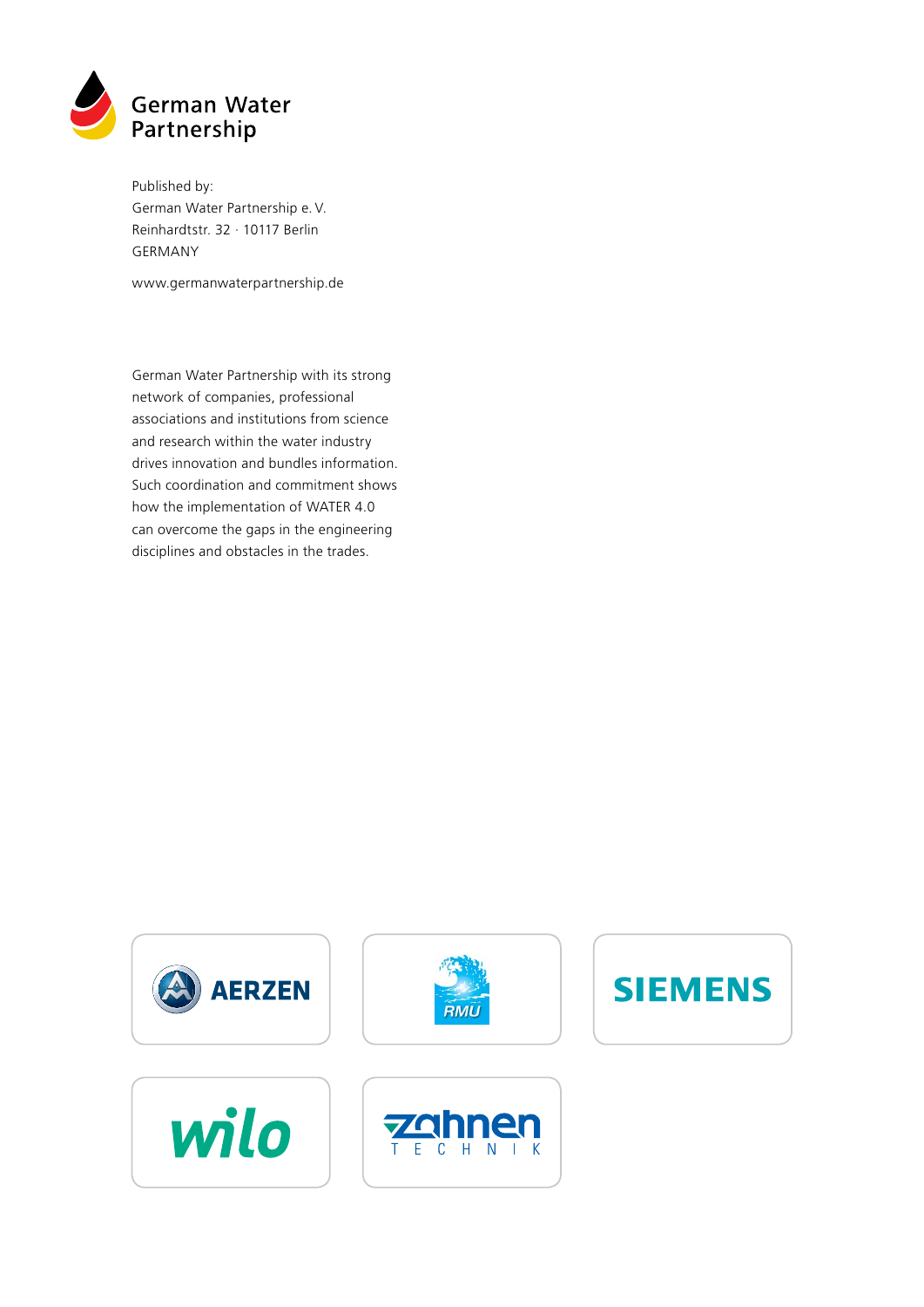German Water Partnership

Published by:
German Water Partnership e. V.
Reinhardtstr. 32 · 10117 Berlin
GERMANY

www.germanwaterpartnership.de

German Water Partnership with its strong network of companies, professional associations and institutions from science and research within the water industry drives innovation and bundles information. Such coordination and commitment shows how the implementation of WATER 4.0 can overcome the gaps in the engineering disciplines and obstacles in the trades.

AERZEN

RMU

SIEMENS

wilo

zahnen TECHNIK